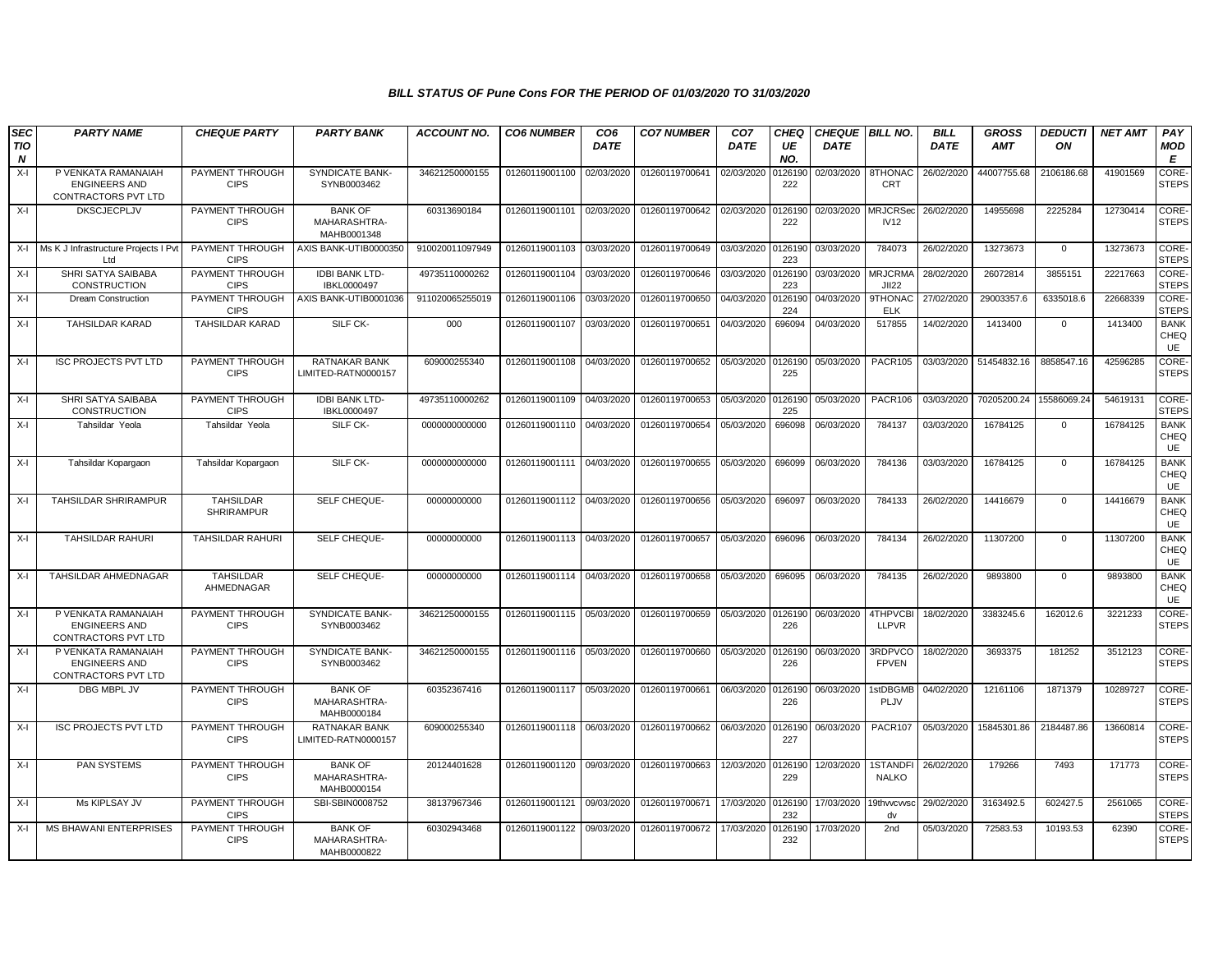# BILL STATUS OF Pune Cons FOR THE PERIOD OF 01/03/2020 TO 31/03/2020

| SECTION | PARTY NAME | CHEQUE PARTY | PARTY BANK | ACCOUNT NO. | CO6 NUMBER | CO6 DATE | CO7 NUMBER | CO7 DATE | CHEQUE NO. | CHEQUE DATE | BILL NO. | BILL DATE | GROSS AMT | DEDUCTION | NET AMT | PAY MODE |
|---|---|---|---|---|---|---|---|---|---|---|---|---|---|---|---|---|
| X-I | P VENKATA RAMANAIAH ENGINEERS AND CONTRACTORS PVT LTD | PAYMENT THROUGH CIPS | SYNDICATE BANK-SYNB0003462 | 34621250000155 | 01260119001100 | 02/03/2020 | 01260119700641 | 02/03/2020 | 0126190222 | 02/03/2020 | 8THONACCRT | 26/02/2020 | 44007755.68 | 2106186.68 | 41901569 | CORE-STEPS |
| X-I | DKSCJECPLJV | PAYMENT THROUGH CIPS | BANK OF MAHARASHTRA-MAHB0001348 | 60313690184 | 01260119001101 | 02/03/2020 | 01260119700642 | 02/03/2020 | 0126190222 | 02/03/2020 | MRJCRSecIV12 | 26/02/2020 | 14955698 | 2225284 | 12730414 | CORE-STEPS |
| X-I | Ms K J Infrastructure Projects I Pvt Ltd | PAYMENT THROUGH CIPS | AXIS BANK-UTIB0000350 | 910020011097949 | 01260119001103 | 03/03/2020 | 01260119700649 | 03/03/2020 | 0126190223 | 03/03/2020 | 784073 | 26/02/2020 | 13273673 | 0 | 13273673 | CORE-STEPS |
| X-I | SHRI SATYA SAIBABA CONSTRUCTION | PAYMENT THROUGH CIPS | IDBI BANK LTD-IBKL0000497 | 49735110000262 | 01260119001104 | 03/03/2020 | 01260119700646 | 03/03/2020 | 0126190223 | 03/03/2020 | MRJCRMAJII22 | 28/02/2020 | 26072814 | 3855151 | 22217663 | CORE-STEPS |
| X-I | Dream Construction | PAYMENT THROUGH CIPS | AXIS BANK-UTIB0001036 | 911020065255019 | 01260119001106 | 03/03/2020 | 01260119700650 | 04/03/2020 | 0126190224 | 04/03/2020 | 9THONACELK | 27/02/2020 | 29003357.6 | 6335018.6 | 22668339 | CORE-STEPS |
| X-I | TAHSILDAR KARAD | TAHSILDAR KARAD | SILF CK- | 000 | 01260119001107 | 03/03/2020 | 01260119700651 | 04/03/2020 | 696094 | 04/03/2020 | 517855 | 14/02/2020 | 1413400 | 0 | 1413400 | BANK CHEQUE |
| X-I | ISC PROJECTS PVT LTD | PAYMENT THROUGH CIPS | RATNAKAR BANK LIMITED-RATN0000157 | 609000255340 | 01260119001108 | 04/03/2020 | 01260119700652 | 05/03/2020 | 0126190225 | 05/03/2020 | PACR105 | 03/03/2020 | 51454832.16 | 8858547.16 | 42596285 | CORE-STEPS |
| X-I | SHRI SATYA SAIBABA CONSTRUCTION | PAYMENT THROUGH CIPS | IDBI BANK LTD-IBKL0000497 | 49735110000262 | 01260119001109 | 04/03/2020 | 01260119700653 | 05/03/2020 | 0126190225 | 05/03/2020 | PACR106 | 03/03/2020 | 70205200.24 | 15586069.24 | 54619131 | CORE-STEPS |
| X-I | Tahsildar Yeola | Tahsildar Yeola | SILF CK- | 0000000000000 | 01260119001110 | 04/03/2020 | 01260119700654 | 05/03/2020 | 696098 | 06/03/2020 | 784137 | 03/03/2020 | 16784125 | 0 | 16784125 | BANK CHEQUE |
| X-I | Tahsildar Kopargaon | Tahsildar Kopargaon | SILF CK- | 0000000000000 | 01260119001111 | 04/03/2020 | 01260119700655 | 05/03/2020 | 696099 | 06/03/2020 | 784136 | 03/03/2020 | 16784125 | 0 | 16784125 | BANK CHEQUE |
| X-I | TAHSILDAR SHRIRAMPUR | TAHSILDAR SHRIRAMPUR | SELF CHEQUE- | 00000000000 | 01260119001112 | 04/03/2020 | 01260119700656 | 05/03/2020 | 696097 | 06/03/2020 | 784133 | 26/02/2020 | 14416679 | 0 | 14416679 | BANK CHEQUE |
| X-I | TAHSILDAR RAHURI | TAHSILDAR RAHURI | SELF CHEQUE- | 00000000000 | 01260119001113 | 04/03/2020 | 01260119700657 | 05/03/2020 | 696096 | 06/03/2020 | 784134 | 26/02/2020 | 11307200 | 0 | 11307200 | BANK CHEQUE |
| X-I | TAHSILDAR AHMEDNAGAR | TAHSILDAR AHMEDNAGAR | SELF CHEQUE- | 00000000000 | 01260119001114 | 04/03/2020 | 01260119700658 | 05/03/2020 | 696095 | 06/03/2020 | 784135 | 26/02/2020 | 9893800 | 0 | 9893800 | BANK CHEQUE |
| X-I | P VENKATA RAMANAIAH ENGINEERS AND CONTRACTORS PVT LTD | PAYMENT THROUGH CIPS | SYNDICATE BANK-SYNB0003462 | 34621250000155 | 01260119001115 | 05/03/2020 | 01260119700659 | 05/03/2020 | 0126190226 | 06/03/2020 | 4THPVCBILLPVR | 18/02/2020 | 3383245.6 | 162012.6 | 3221233 | CORE-STEPS |
| X-I | P VENKATA RAMANAIAH ENGINEERS AND CONTRACTORS PVT LTD | PAYMENT THROUGH CIPS | SYNDICATE BANK-SYNB0003462 | 34621250000155 | 01260119001116 | 05/03/2020 | 01260119700660 | 05/03/2020 | 0126190226 | 06/03/2020 | 3RDPVCOFPVEN | 18/02/2020 | 3693375 | 181252 | 3512123 | CORE-STEPS |
| X-I | DBG MBPL JV | PAYMENT THROUGH CIPS | BANK OF MAHARASHTRA-MAHB0000184 | 60352367416 | 01260119001117 | 05/03/2020 | 01260119700661 | 06/03/2020 | 0126190226 | 06/03/2020 | 1stDBGMBPLJV | 04/02/2020 | 12161106 | 1871379 | 10289727 | CORE-STEPS |
| X-I | ISC PROJECTS PVT LTD | PAYMENT THROUGH CIPS | RATNAKAR BANK LIMITED-RATN0000157 | 609000255340 | 01260119001118 | 06/03/2020 | 01260119700662 | 06/03/2020 | 0126190227 | 06/03/2020 | PACR107 | 05/03/2020 | 15845301.86 | 2184487.86 | 13660814 | CORE-STEPS |
| X-I | PAN SYSTEMS | PAYMENT THROUGH CIPS | BANK OF MAHARASHTRA-MAHB0000154 | 20124401628 | 01260119001120 | 09/03/2020 | 01260119700663 | 12/03/2020 | 0126190229 | 12/03/2020 | 1STANDFINALKO | 26/02/2020 | 179266 | 7493 | 171773 | CORE-STEPS |
| X-I | Ms KIPLSAY JV | PAYMENT THROUGH CIPS | SBI-SBIN0008752 | 38137967346 | 01260119001121 | 09/03/2020 | 01260119700671 | 17/03/2020 | 0126190232 | 17/03/2020 | 19thvcvvscdv | 29/02/2020 | 3163492.5 | 602427.5 | 2561065 | CORE-STEPS |
| X-I | MS BHAWANI ENTERPRISES | PAYMENT THROUGH CIPS | BANK OF MAHARASHTRA-MAHB0000822 | 60302943468 | 01260119001122 | 09/03/2020 | 01260119700672 | 17/03/2020 | 0126190232 | 17/03/2020 | 2nd | 05/03/2020 | 72583.53 | 10193.53 | 62390 | CORE-STEPS |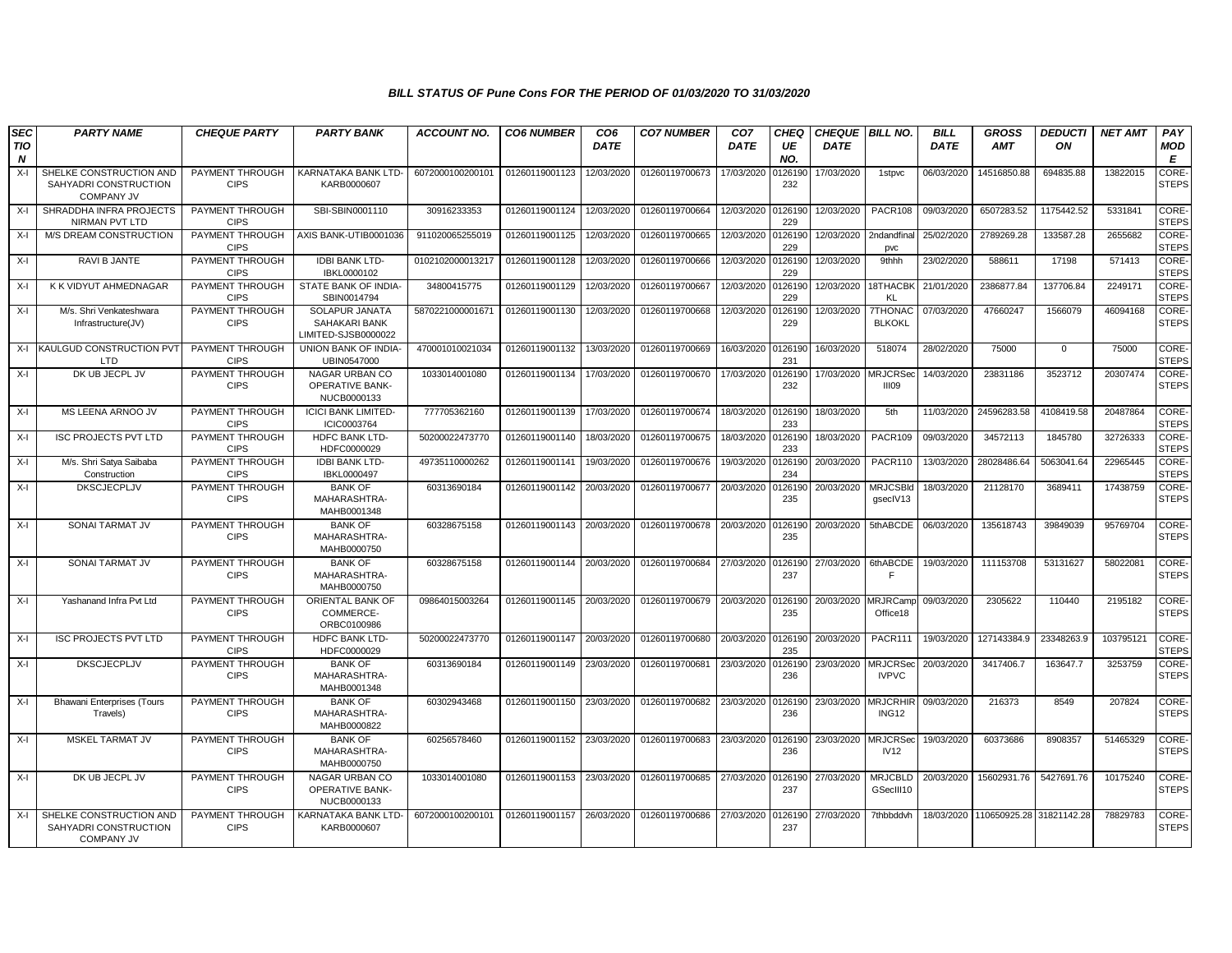### *BILL STATUS OF Pune Cons FOR THE PERIOD OF 01/03/2020 TO 31/03/2020*

| SECTION | PARTY NAME | CHEQUE PARTY | PARTY BANK | ACCOUNT NO. | CO6 NUMBER | CO6 DATE | CO7 NUMBER | CO7 DATE | CHEQUE NO. | CHEQUE DATE | BILL NO. | BILL DATE | GROSS AMT | DEDUCTION | NET AMT | PAY MODE |
|---|---|---|---|---|---|---|---|---|---|---|---|---|---|---|---|---|
| X-I | SHELKE CONSTRUCTION AND SAHYADRI CONSTRUCTION COMPANY JV | PAYMENT THROUGH CIPS | KARNATAKA BANK LTD-KARB0000607 | 6072000100200101 | 01260119001123 | 12/03/2020 | 01260119700673 | 17/03/2020 | 0126190232 | 17/03/2020 | 1stpvc | 06/03/2020 | 14516850.88 | 694835.88 | 13822015 | CORE-STEPS |
| X-I | SHRADDHA INFRA PROJECTS NIRMAN PVT LTD | PAYMENT THROUGH CIPS | SBI-SBIN0001110 | 30916233353 | 01260119001124 | 12/03/2020 | 01260119700664 | 12/03/2020 | 0126190229 | 12/03/2020 | PACR108 | 09/03/2020 | 6507283.52 | 1175442.52 | 5331841 | CORE-STEPS |
| X-I | M/S DREAM CONSTRUCTION | PAYMENT THROUGH CIPS | AXIS BANK-UTIB0001036 | 911020065255019 | 01260119001125 | 12/03/2020 | 01260119700665 | 12/03/2020 | 0126190229 | 12/03/2020 | 2ndandfinalpvc | 25/02/2020 | 2789269.28 | 133587.28 | 2655682 | CORE-STEPS |
| X-I | RAVI B JANTE | PAYMENT THROUGH CIPS | IDBI BANK LTD-IBKL0000102 | 0102102000013217 | 01260119001128 | 12/03/2020 | 01260119700666 | 12/03/2020 | 0126190229 | 12/03/2020 | 9thhh | 23/02/2020 | 588611 | 17198 | 571413 | CORE-STEPS |
| X-I | K K VIDYUT AHMEDNAGAR | PAYMENT THROUGH CIPS | STATE BANK OF INDIA-SBIN0014794 | 34800415775 | 01260119001129 | 12/03/2020 | 01260119700667 | 12/03/2020 | 0126190229 | 12/03/2020 | 18THACBKKL | 21/01/2020 | 2386877.84 | 137706.84 | 2249171 | CORE-STEPS |
| X-I | M/s. Shri Venkateshwara Infrastructure(JV) | PAYMENT THROUGH CIPS | SOLAPUR JANATA SAHAKARI BANK LIMITED-SJSB0000022 | 5870221000001671 | 01260119001130 | 12/03/2020 | 01260119700668 | 12/03/2020 | 0126190229 | 12/03/2020 | 7THONACBLKOKL | 07/03/2020 | 47660247 | 1566079 | 46094168 | CORE-STEPS |
| X-I | KAULGUD CONSTRUCTION PVT LTD | PAYMENT THROUGH CIPS | UNION BANK OF INDIA-UBIN0547000 | 470001010021034 | 01260119001132 | 13/03/2020 | 01260119700669 | 16/03/2020 | 0126190231 | 16/03/2020 | 518074 | 28/02/2020 | 75000 | 0 | 75000 | CORE-STEPS |
| X-I | DK UB JECPL JV | PAYMENT THROUGH CIPS | NAGAR URBAN CO OPERATIVE BANK-NUCB0000133 | 1033014001080 | 01260119001134 | 17/03/2020 | 01260119700670 | 17/03/2020 | 0126190232 | 17/03/2020 | MRJCRSecIII09 | 14/03/2020 | 23831186 | 3523712 | 20307474 | CORE-STEPS |
| X-I | MS LEENA ARNOO JV | PAYMENT THROUGH CIPS | ICICI BANK LIMITED-ICIC0003764 | 777705362160 | 01260119001139 | 17/03/2020 | 01260119700674 | 18/03/2020 | 0126190233 | 18/03/2020 | 5th | 11/03/2020 | 24596283.58 | 4108419.58 | 20487864 | CORE-STEPS |
| X-I | ISC PROJECTS PVT LTD | PAYMENT THROUGH CIPS | HDFC BANK LTD-HDFC0000029 | 50200022473770 | 01260119001140 | 18/03/2020 | 01260119700675 | 18/03/2020 | 0126190233 | 18/03/2020 | PACR109 | 09/03/2020 | 34572113 | 1845780 | 32726333 | CORE-STEPS |
| X-I | M/s. Shri Satya Saibaba Construction | PAYMENT THROUGH CIPS | IDBI BANK LTD-IBKL0000497 | 49735110000262 | 01260119001141 | 19/03/2020 | 01260119700676 | 19/03/2020 | 0126190234 | 20/03/2020 | PACR110 | 13/03/2020 | 28028486.64 | 5063041.64 | 22965445 | CORE-STEPS |
| X-I | DKSCJECPLJV | PAYMENT THROUGH CIPS | BANK OF MAHARASHTRA-MAHB0001348 | 60313690184 | 01260119001142 | 20/03/2020 | 01260119700677 | 20/03/2020 | 0126190235 | 20/03/2020 | MRJCSBldgsecIV13 | 18/03/2020 | 21128170 | 3689411 | 17438759 | CORE-STEPS |
| X-I | SONAI TARMAT JV | PAYMENT THROUGH CIPS | BANK OF MAHARASHTRA-MAHB0000750 | 60328675158 | 01260119001143 | 20/03/2020 | 01260119700678 | 20/03/2020 | 0126190235 | 20/03/2020 | 5thABCDE | 06/03/2020 | 135618743 | 39849039 | 95769704 | CORE-STEPS |
| X-I | SONAI TARMAT JV | PAYMENT THROUGH CIPS | BANK OF MAHARASHTRA-MAHB0000750 | 60328675158 | 01260119001144 | 20/03/2020 | 01260119700684 | 27/03/2020 | 0126190237 | 27/03/2020 | 6thABCDEF | 19/03/2020 | 111153708 | 53131627 | 58022081 | CORE-STEPS |
| X-I | Yashanand Infra Pvt Ltd | PAYMENT THROUGH CIPS | ORIENTAL BANK OF COMMERCE-ORBC0100986 | 09864015003264 | 01260119001145 | 20/03/2020 | 01260119700679 | 20/03/2020 | 0126190235 | 20/03/2020 | MRJRCampOffice18 | 09/03/2020 | 2305622 | 110440 | 2195182 | CORE-STEPS |
| X-I | ISC PROJECTS PVT LTD | PAYMENT THROUGH CIPS | HDFC BANK LTD-HDFC0000029 | 50200022473770 | 01260119001147 | 20/03/2020 | 01260119700680 | 20/03/2020 | 0126190235 | 20/03/2020 | PACR111 | 19/03/2020 | 127143384.9 | 23348263.9 | 103795121 | CORE-STEPS |
| X-I | DKSCJECPLJV | PAYMENT THROUGH CIPS | BANK OF MAHARASHTRA-MAHB0001348 | 60313690184 | 01260119001149 | 23/03/2020 | 01260119700681 | 23/03/2020 | 0126190236 | 23/03/2020 | MRJCRSecIVPVC | 20/03/2020 | 3417406.7 | 163647.7 | 3253759 | CORE-STEPS |
| X-I | Bhawani Enterprises (Tours Travels) | PAYMENT THROUGH CIPS | BANK OF MAHARASHTRA-MAHB0000822 | 60302943468 | 01260119001150 | 23/03/2020 | 01260119700682 | 23/03/2020 | 0126190236 | 23/03/2020 | MRJCRHIRING12 | 09/03/2020 | 216373 | 8549 | 207824 | CORE-STEPS |
| X-I | MSKEL TARMAT JV | PAYMENT THROUGH CIPS | BANK OF MAHARASHTRA-MAHB0000750 | 60256578460 | 01260119001152 | 23/03/2020 | 01260119700683 | 23/03/2020 | 0126190236 | 23/03/2020 | MRJCRSecIV12 | 19/03/2020 | 60373686 | 8908357 | 51465329 | CORE-STEPS |
| X-I | DK UB JECPL JV | PAYMENT THROUGH CIPS | NAGAR URBAN CO OPERATIVE BANK-NUCB0000133 | 1033014001080 | 01260119001153 | 23/03/2020 | 01260119700685 | 27/03/2020 | 0126190237 | 27/03/2020 | MRJCBLDGSecIII10 | 20/03/2020 | 15602931.76 | 5427691.76 | 10175240 | CORE-STEPS |
| X-I | SHELKE CONSTRUCTION AND SAHYADRI CONSTRUCTION COMPANY JV | PAYMENT THROUGH CIPS | KARNATAKA BANK LTD-KARB0000607 | 6072000100200101 | 01260119001157 | 26/03/2020 | 01260119700686 | 27/03/2020 | 0126190237 | 27/03/2020 | 7thbbddvh | 18/03/2020 | 110650925.28 | 31821142.28 | 78829783 | CORE-STEPS |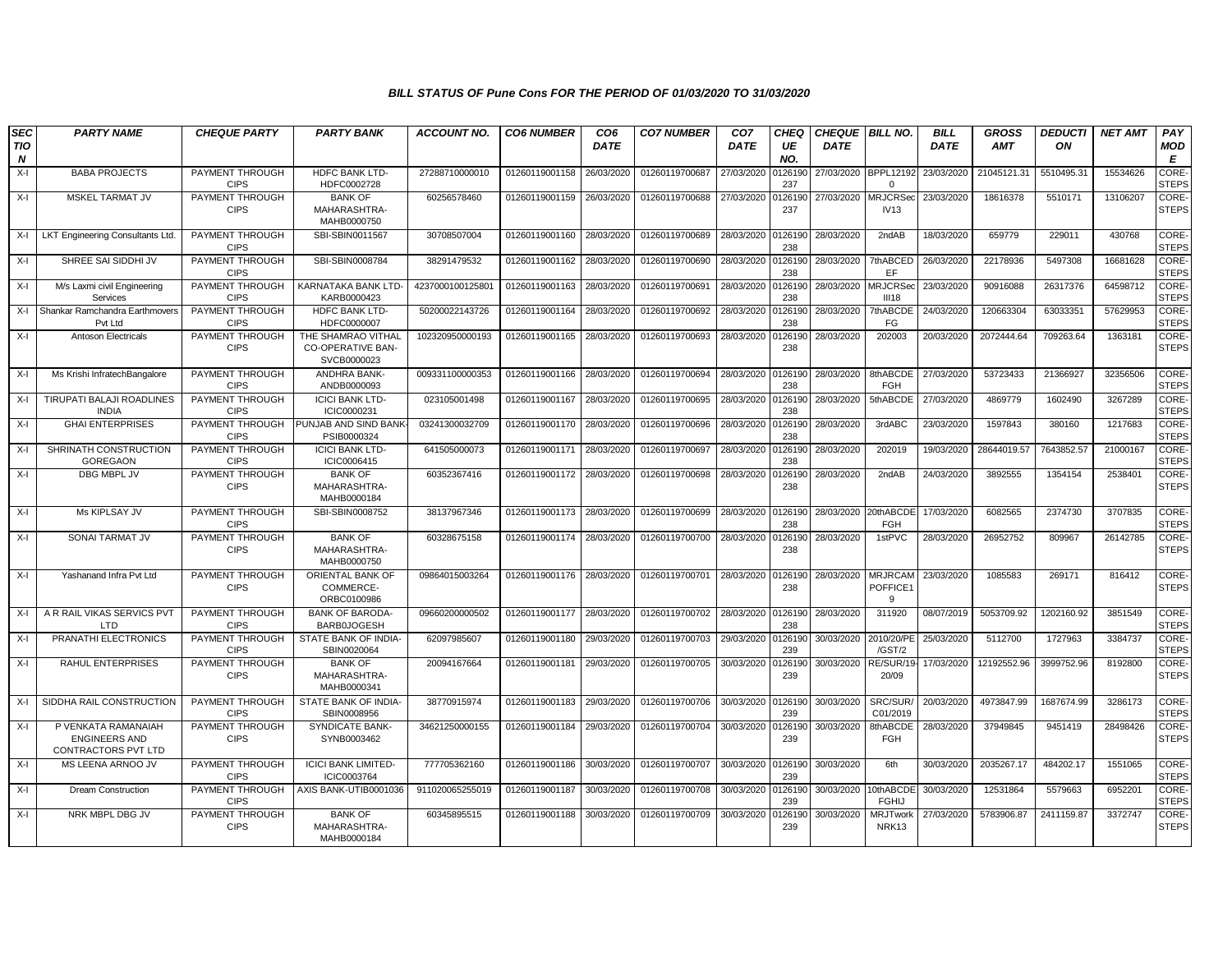### BILL STATUS OF Pune Cons FOR THE PERIOD OF 01/03/2020 TO 31/03/2020

| SECTION | PARTY NAME | CHEQUE PARTY | PARTY BANK | ACCOUNT NO. | CO6 NUMBER | CO6 DATE | CO7 NUMBER | CO7 DATE | CHEQUE NO. | CHEQUE DATE | BILL NO. | BILL DATE | GROSS AMT | DEDUCTION | NET AMT | PAY MODE |
|---|---|---|---|---|---|---|---|---|---|---|---|---|---|---|---|---|
| X-I | BABA PROJECTS | PAYMENT THROUGH CIPS | HDFC BANK LTD-HDFC0002728 | 27288710000010 | 01260119001158 | 26/03/2020 | 01260119700687 | 27/03/2020 | 0126190237 | 27/03/2020 | BPPL121920 | 23/03/2020 | 21045121.31 | 5510495.31 | 15534626 | CORE-STEPS |
| X-I | MSKEL TARMAT JV | PAYMENT THROUGH CIPS | BANK OF MAHARASHTRA-MAHB0000750 | 60256578460 | 01260119001159 | 26/03/2020 | 01260119700688 | 27/03/2020 | 0126190237 | 27/03/2020 | MRJCRSecIV13 | 23/03/2020 | 18616378 | 5510171 | 13106207 | CORE-STEPS |
| X-I | LKT Engineering Consultants Ltd. | PAYMENT THROUGH CIPS | SBI-SBIN0011567 | 30708507004 | 01260119001160 | 28/03/2020 | 01260119700689 | 28/03/2020 | 0126190238 | 28/03/2020 | 2ndAB | 18/03/2020 | 659779 | 229011 | 430768 | CORE-STEPS |
| X-I | SHREE SAI SIDDHI JV | PAYMENT THROUGH CIPS | SBI-SBIN0008784 | 38291479532 | 01260119001162 | 28/03/2020 | 01260119700690 | 28/03/2020 | 0126190238 | 28/03/2020 | 7thABCEDEF | 26/03/2020 | 22178936 | 5497308 | 16681628 | CORE-STEPS |
| X-I | M/s Laxmi civil Engineering Services | PAYMENT THROUGH CIPS | KARNATAKA BANK LTD-KARB0000423 | 4237000100125801 | 01260119001163 | 28/03/2020 | 01260119700691 | 28/03/2020 | 0126190238 | 28/03/2020 | MRJCRSecIII18 | 23/03/2020 | 90916088 | 26317376 | 64598712 | CORE-STEPS |
| X-I | Shankar Ramchandra Earthmovers Pvt Ltd | PAYMENT THROUGH CIPS | HDFC BANK LTD-HDFC0000007 | 50200022143726 | 01260119001164 | 28/03/2020 | 01260119700692 | 28/03/2020 | 0126190238 | 28/03/2020 | 7thABCDEFG | 24/03/2020 | 120663304 | 63033351 | 57629953 | CORE-STEPS |
| X-I | Antoson Electricals | PAYMENT THROUGH CIPS | THE SHAMRAO VITHAL CO-OPERATIVE BAN-SVCB0000023 | 102320950000193 | 01260119001165 | 28/03/2020 | 01260119700693 | 28/03/2020 | 0126190238 | 28/03/2020 | 202003 | 20/03/2020 | 2072444.64 | 709263.64 | 1363181 | CORE-STEPS |
| X-I | Ms Krishi InfratechBangalore | PAYMENT THROUGH CIPS | ANDHRA BANK-ANDB0000093 | 009331100000353 | 01260119001166 | 28/03/2020 | 01260119700694 | 28/03/2020 | 0126190238 | 28/03/2020 | 8thABCDEFGH | 27/03/2020 | 53723433 | 21366927 | 32356506 | CORE-STEPS |
| X-I | TIRUPATI BALAJI ROADLINES INDIA | PAYMENT THROUGH CIPS | ICICI BANK LTD-ICIC0000231 | 023105001498 | 01260119001167 | 28/03/2020 | 01260119700695 | 28/03/2020 | 0126190238 | 28/03/2020 | 5thABCDE | 27/03/2020 | 4869779 | 1602490 | 3267289 | CORE-STEPS |
| X-I | GHAI ENTERPRISES | PAYMENT THROUGH CIPS | PUNJAB AND SIND BANK-PSIB0000324 | 03241300032709 | 01260119001170 | 28/03/2020 | 01260119700696 | 28/03/2020 | 0126190238 | 28/03/2020 | 3rdABC | 23/03/2020 | 1597843 | 380160 | 1217683 | CORE-STEPS |
| X-I | SHRINATH CONSTRUCTION GOREGAON | PAYMENT THROUGH CIPS | ICICI BANK LTD-ICIC0006415 | 641505000073 | 01260119001171 | 28/03/2020 | 01260119700697 | 28/03/2020 | 0126190238 | 28/03/2020 | 202019 | 19/03/2020 | 28644019.57 | 7643852.57 | 21000167 | CORE-STEPS |
| X-I | DBG MBPL JV | PAYMENT THROUGH CIPS | BANK OF MAHARASHTRA-MAHB0000184 | 60352367416 | 01260119001172 | 28/03/2020 | 01260119700698 | 28/03/2020 | 0126190238 | 28/03/2020 | 2ndAB | 24/03/2020 | 3892555 | 1354154 | 2538401 | CORE-STEPS |
| X-I | Ms KIPLSAY JV | PAYMENT THROUGH CIPS | SBI-SBIN0008752 | 38137967346 | 01260119001173 | 28/03/2020 | 01260119700699 | 28/03/2020 | 0126190238 | 28/03/2020 | 20thABCDEFGH | 17/03/2020 | 6082565 | 2374730 | 3707835 | CORE-STEPS |
| X-I | SONAI TARMAT JV | PAYMENT THROUGH CIPS | BANK OF MAHARASHTRA-MAHB0000750 | 60328675158 | 01260119001174 | 28/03/2020 | 01260119700700 | 28/03/2020 | 0126190238 | 28/03/2020 | 1stPVC | 28/03/2020 | 26952752 | 809967 | 26142785 | CORE-STEPS |
| X-I | Yashanand Infra Pvt Ltd | PAYMENT THROUGH CIPS | ORIENTAL BANK OF COMMERCE-ORBC0100986 | 09864015003264 | 01260119001176 | 28/03/2020 | 01260119700701 | 28/03/2020 | 0126190238 | 28/03/2020 | MRJCAMPOFFICE19 | 23/03/2020 | 1085583 | 269171 | 816412 | CORE-STEPS |
| X-I | A R RAIL VIKAS SERVICS PVT LTD | PAYMENT THROUGH CIPS | BANK OF BARODA-BARB0JOGESH | 09660200000502 | 01260119001177 | 28/03/2020 | 01260119700702 | 28/03/2020 | 0126190238 | 28/03/2020 | 311920 | 08/07/2019 | 5053709.92 | 1202160.92 | 3851549 | CORE-STEPS |
| X-I | PRANATHI ELECTRONICS | PAYMENT THROUGH CIPS | STATE BANK OF INDIA-SBIN0020064 | 62097985607 | 01260119001180 | 29/03/2020 | 01260119700703 | 29/03/2020 | 0126190239 | 30/03/2020 | 2010/20/PE/GST/2 | 25/03/2020 | 5112700 | 1727963 | 3384737 | CORE-STEPS |
| X-I | RAHUL ENTERPRISES | PAYMENT THROUGH CIPS | BANK OF MAHARASHTRA-MAHB0000341 | 20094167664 | 01260119001181 | 29/03/2020 | 01260119700705 | 30/03/2020 | 0126190239 | 30/03/2020 | RE/SUR/19-20/09 | 17/03/2020 | 12192552.96 | 3999752.96 | 8192800 | CORE-STEPS |
| X-I | SIDDHA RAIL CONSTRUCTION | PAYMENT THROUGH CIPS | STATE BANK OF INDIA-SBIN0008956 | 38770915974 | 01260119001183 | 29/03/2020 | 01260119700706 | 30/03/2020 | 0126190239 | 30/03/2020 | SRC/SUR/C01/2019 | 20/03/2020 | 4973847.99 | 1687674.99 | 3286173 | CORE-STEPS |
| X-I | P VENKATA RAMANAIAH ENGINEERS AND CONTRACTORS PVT LTD | PAYMENT THROUGH CIPS | SYNDICATE BANK-SYNB0003462 | 34621250000155 | 01260119001184 | 29/03/2020 | 01260119700704 | 30/03/2020 | 0126190239 | 30/03/2020 | 8thABCDEFGH | 28/03/2020 | 37949845 | 9451419 | 28498426 | CORE-STEPS |
| X-I | MS LEENA ARNOO JV | PAYMENT THROUGH CIPS | ICICI BANK LIMITED-ICIC0003764 | 777705362160 | 01260119001186 | 30/03/2020 | 01260119700707 | 30/03/2020 | 0126190239 | 30/03/2020 | 6th | 30/03/2020 | 2035267.17 | 484202.17 | 1551065 | CORE-STEPS |
| X-I | Dream Construction | PAYMENT THROUGH CIPS | AXIS BANK-UTIB0001036 | 911020065255019 | 01260119001187 | 30/03/2020 | 01260119700708 | 30/03/2020 | 0126190239 | 30/03/2020 | 10thABCDEFGHIJ | 30/03/2020 | 12531864 | 5579663 | 6952201 | CORE-STEPS |
| X-I | NRK MBPL DBG JV | PAYMENT THROUGH CIPS | BANK OF MAHARASHTRA-MAHB0000184 | 60345895515 | 01260119001188 | 30/03/2020 | 01260119700709 | 30/03/2020 | 0126190239 | 30/03/2020 | MRJTworkNRK13 | 27/03/2020 | 5783906.87 | 2411159.87 | 3372747 | CORE-STEPS |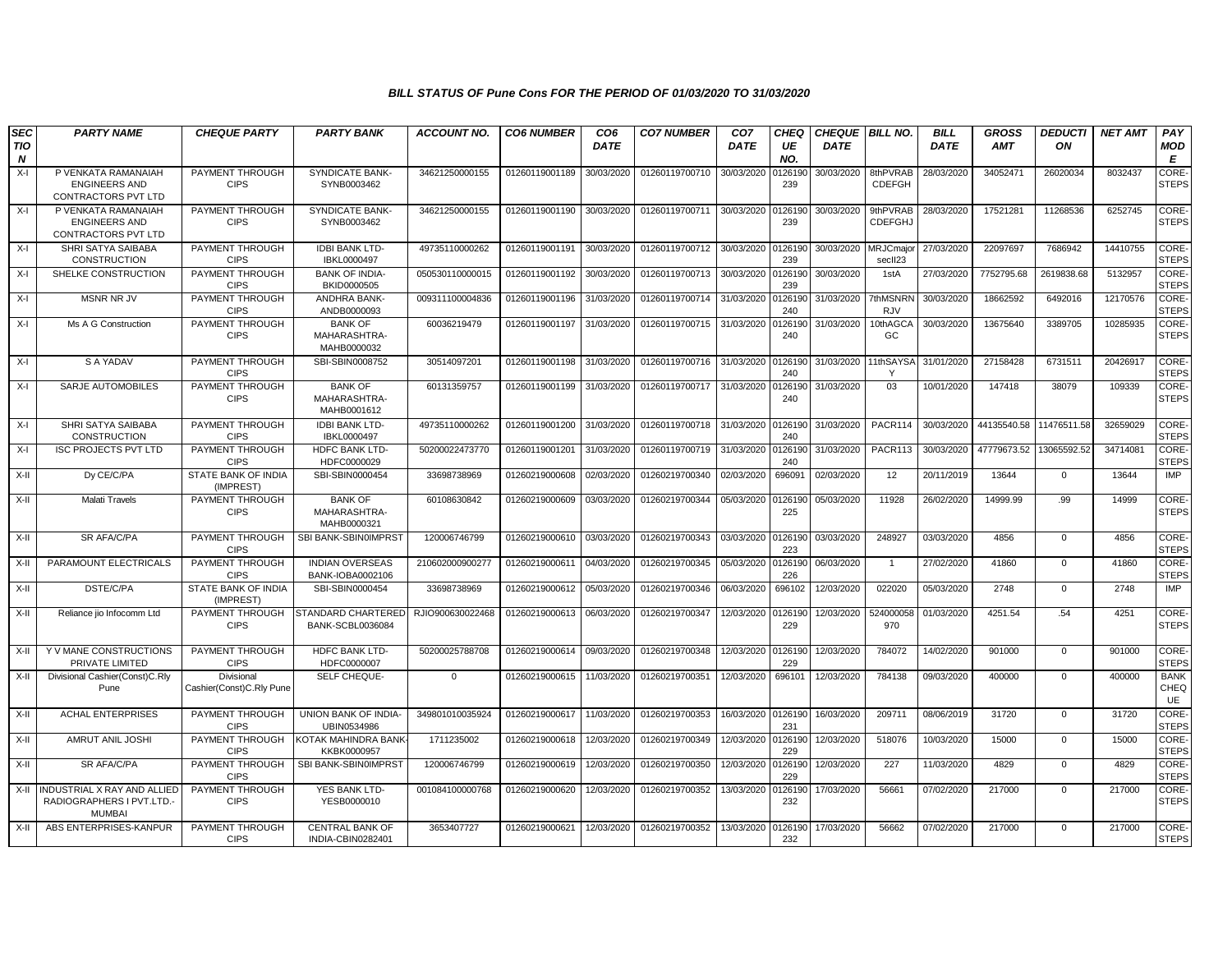### *BILL STATUS OF Pune Cons FOR THE PERIOD OF 01/03/2020 TO 31/03/2020*

| SEC TIO N | PARTY NAME | CHEQUE PARTY | PARTY BANK | ACCOUNT NO. | CO6 NUMBER | CO6 DATE | CO7 NUMBER | CO7 DATE | CHEQ UE NO. | CHEQUE DATE | BILL NO. | BILL DATE | GROSS AMT | DEDUCTI ON | NET AMT | PAY MOD E |
|---|---|---|---|---|---|---|---|---|---|---|---|---|---|---|---|---|
| X-I | P VENKATA RAMANAIAH ENGINEERS AND CONTRACTORS PVT LTD | PAYMENT THROUGH CIPS | SYNDICATE BANK-SYNB0003462 | 34621250000155 | 01260119001189 | 30/03/2020 | 01260119700710 | 30/03/2020 | 0126190239 | 30/03/2020 | 8thPVRAB CDEFGH | 28/03/2020 | 34052471 | 26020034 | 8032437 | CORE-STEPS |
| X-I | P VENKATA RAMANAIAH ENGINEERS AND CONTRACTORS PVT LTD | PAYMENT THROUGH CIPS | SYNDICATE BANK-SYNB0003462 | 34621250000155 | 01260119001190 | 30/03/2020 | 01260119700711 | 30/03/2020 | 0126190239 | 30/03/2020 | 9thPVRAB CDEFGHJ | 28/03/2020 | 17521281 | 11268536 | 6252745 | CORE-STEPS |
| X-I | SHRI SATYA SAIBABA CONSTRUCTION | PAYMENT THROUGH CIPS | IDBI BANK LTD-IBKL0000497 | 49735110000262 | 01260119001191 | 30/03/2020 | 01260119700712 | 30/03/2020 | 0126190239 | 30/03/2020 | MRJCmajor secII23 | 27/03/2020 | 22097697 | 7686942 | 14410755 | CORE-STEPS |
| X-I | SHELKE CONSTRUCTION | PAYMENT THROUGH CIPS | BANK OF INDIA-BKID0000505 | 050530110000015 | 01260119001192 | 30/03/2020 | 01260119700713 | 30/03/2020 | 0126190239 | 30/03/2020 | 1stA | 27/03/2020 | 7752795.68 | 2619838.68 | 5132957 | CORE-STEPS |
| X-I | MSNR NR JV | PAYMENT THROUGH CIPS | ANDHRA BANK-ANDB0000093 | 009311100004836 | 01260119001196 | 31/03/2020 | 01260119700714 | 31/03/2020 | 0126190240 | 31/03/2020 | 7thMSNRN RJV | 30/03/2020 | 18662592 | 6492016 | 12170576 | CORE-STEPS |
| X-I | Ms A G Construction | PAYMENT THROUGH CIPS | BANK OF MAHARASHTRA-MAHB0000032 | 60036219479 | 01260119001197 | 31/03/2020 | 01260119700715 | 31/03/2020 | 0126190240 | 31/03/2020 | 10thAGCA GC | 30/03/2020 | 13675640 | 3389705 | 10285935 | CORE-STEPS |
| X-I | S A YADAV | PAYMENT THROUGH CIPS | SBI-SBIN0008752 | 30514097201 | 01260119001198 | 31/03/2020 | 01260119700716 | 31/03/2020 | 0126190240 | 31/03/2020 | 11thSAYSA Y | 31/01/2020 | 27158428 | 6731511 | 20426917 | CORE-STEPS |
| X-I | SARJE AUTOMOBILES | PAYMENT THROUGH CIPS | BANK OF MAHARASHTRA-MAHB0001612 | 60131359757 | 01260119001199 | 31/03/2020 | 01260119700717 | 31/03/2020 | 0126190240 | 31/03/2020 | 03 | 10/01/2020 | 147418 | 38079 | 109339 | CORE-STEPS |
| X-I | SHRI SATYA SAIBABA CONSTRUCTION | PAYMENT THROUGH CIPS | IDBI BANK LTD-IBKL0000497 | 49735110000262 | 01260119001200 | 31/03/2020 | 01260119700718 | 31/03/2020 | 0126190240 | 31/03/2020 | PACR114 | 30/03/2020 | 44135540.58 | 11476511.58 | 32659029 | CORE-STEPS |
| X-I | ISC PROJECTS PVT LTD | PAYMENT THROUGH CIPS | HDFC BANK LTD-HDFC0000029 | 50200022473770 | 01260119001201 | 31/03/2020 | 01260119700719 | 31/03/2020 | 0126190240 | 31/03/2020 | PACR113 | 30/03/2020 | 47779673.52 | 13065592.52 | 34714081 | CORE-STEPS |
| X-II | Dy CE/C/PA | STATE BANK OF INDIA (IMPREST) | SBI-SBIN0000454 | 33698738969 | 01260219000608 | 02/03/2020 | 01260219700340 | 02/03/2020 | 696091 | 02/03/2020 | 12 | 20/11/2019 | 13644 | 0 | 13644 | IMP |
| X-II | Malati Travels | PAYMENT THROUGH CIPS | BANK OF MAHARASHTRA-MAHB0000321 | 60108630842 | 01260219000609 | 03/03/2020 | 01260219700344 | 05/03/2020 | 0126190225 | 05/03/2020 | 11928 | 26/02/2020 | 14999.99 | .99 | 14999 | CORE-STEPS |
| X-II | SR AFA/C/PA | PAYMENT THROUGH CIPS | SBI BANK-SBIN0IMPRST | 120006746799 | 01260219000610 | 03/03/2020 | 01260219700343 | 03/03/2020 | 0126190223 | 03/03/2020 | 248927 | 03/03/2020 | 4856 | 0 | 4856 | CORE-STEPS |
| X-II | PARAMOUNT ELECTRICALS | PAYMENT THROUGH CIPS | INDIAN OVERSEAS BANK-IOBA0002106 | 210602000900277 | 01260219000611 | 04/03/2020 | 01260219700345 | 05/03/2020 | 0126190226 | 06/03/2020 | 1 | 27/02/2020 | 41860 | 0 | 41860 | CORE-STEPS |
| X-II | DSTE/C/PA | STATE BANK OF INDIA (IMPREST) | SBI-SBIN0000454 | 33698738969 | 01260219000612 | 05/03/2020 | 01260219700346 | 06/03/2020 | 696102 | 12/03/2020 | 022020 | 05/03/2020 | 2748 | 0 | 2748 | IMP |
| X-II | Reliance jio Infocomm Ltd | PAYMENT THROUGH CIPS | STANDARD CHARTERED BANK-SCBL0036084 | RJIO900630022468 | 01260219000613 | 06/03/2020 | 01260219700347 | 12/03/2020 | 0126190229 | 12/03/2020 | 524000058970 | 01/03/2020 | 4251.54 | .54 | 4251 | CORE-STEPS |
| X-II | Y V MANE CONSTRUCTIONS PRIVATE LIMITED | PAYMENT THROUGH CIPS | HDFC BANK LTD-HDFC0000007 | 50200025788708 | 01260219000614 | 09/03/2020 | 01260219700348 | 12/03/2020 | 0126190229 | 12/03/2020 | 784072 | 14/02/2020 | 901000 | 0 | 901000 | CORE-STEPS |
| X-II | Divisional Cashier(Const)C.Rly Pune | Divisional Cashier(Const)C.Rly Pune | SELF CHEQUE- | 0 | 01260219000615 | 11/03/2020 | 01260219700351 | 12/03/2020 | 696101 | 12/03/2020 | 784138 | 09/03/2020 | 400000 | 0 | 400000 | BANK CHEQ UE |
| X-II | ACHAL ENTERPRISES | PAYMENT THROUGH CIPS | UNION BANK OF INDIA-UBIN0534986 | 349801010035924 | 01260219000617 | 11/03/2020 | 01260219700353 | 16/03/2020 | 0126190231 | 16/03/2020 | 209711 | 08/06/2019 | 31720 | 0 | 31720 | CORE-STEPS |
| X-II | AMRUT ANIL JOSHI | PAYMENT THROUGH CIPS | KOTAK MAHINDRA BANK-KKBK0000957 | 1711235002 | 01260219000618 | 12/03/2020 | 01260219700349 | 12/03/2020 | 0126190229 | 12/03/2020 | 518076 | 10/03/2020 | 15000 | 0 | 15000 | CORE-STEPS |
| X-II | SR AFA/C/PA | PAYMENT THROUGH CIPS | SBI BANK-SBIN0IMPRST | 120006746799 | 01260219000619 | 12/03/2020 | 01260219700350 | 12/03/2020 | 0126190229 | 12/03/2020 | 227 | 11/03/2020 | 4829 | 0 | 4829 | CORE-STEPS |
| X-II | INDUSTRIAL X RAY AND ALLIED RADIOGRAPHERS I PVT.LTD.-MUMBAI | PAYMENT THROUGH CIPS | YES BANK LTD-YESB0000010 | 001084100000768 | 01260219000620 | 12/03/2020 | 01260219700352 | 13/03/2020 | 0126190232 | 17/03/2020 | 56661 | 07/02/2020 | 217000 | 0 | 217000 | CORE-STEPS |
| X-II | ABS ENTERPRISES-KANPUR | PAYMENT THROUGH CIPS | CENTRAL BANK OF INDIA-CBIN0282401 | 3653407727 | 01260219000621 | 12/03/2020 | 01260219700352 | 13/03/2020 | 0126190232 | 17/03/2020 | 56662 | 07/02/2020 | 217000 | 0 | 217000 | CORE-STEPS |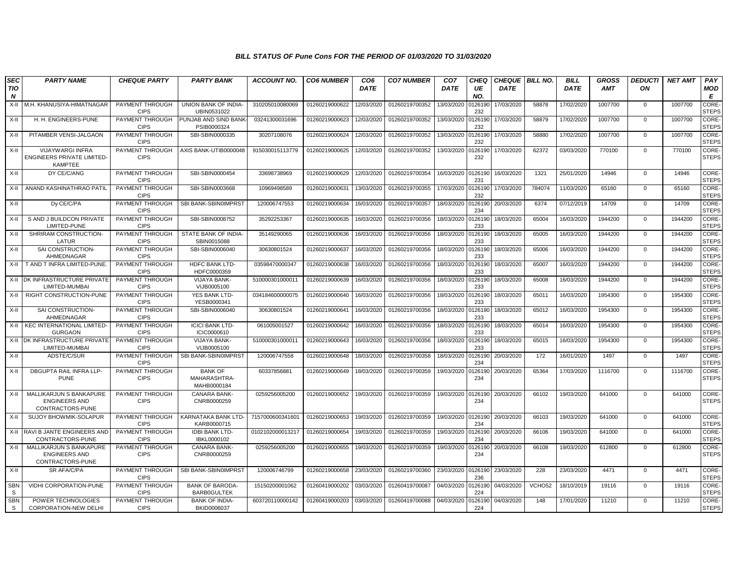### BILL STATUS OF Pune Cons FOR THE PERIOD OF 01/03/2020 TO 31/03/2020

| SECTION | PARTY NAME | CHEQUE PARTY | PARTY BANK | ACCOUNT NO. | CO6 NUMBER | CO6 DATE | CO7 NUMBER | CO7 DATE | CHEQUE NO. | CHEQUE DATE | BILL NO. | BILL DATE | GROSS AMT | DEDUCTION | NET AMT | PAY MODE |
|---|---|---|---|---|---|---|---|---|---|---|---|---|---|---|---|---|
| X-II | M.H. KHANUSIYA-HIMATNAGAR | PAYMENT THROUGH CIPS | UNION BANK OF INDIA-UBIN0531022 | 310205010080069 | 01260219000622 | 12/03/2020 | 01260219700352 | 13/03/2020 | 0126190232 | 17/03/2020 | 58878 | 17/02/2020 | 1007700 | 0 | 1007700 | CORE-STEPS |
| X-II | H. H. ENGINEERS-PUNE | PAYMENT THROUGH CIPS | PUNJAB AND SIND BANK-PSIB0000324 | 03241300031696 | 01260219000623 | 12/03/2020 | 01260219700352 | 13/03/2020 | 0126190232 | 17/03/2020 | 58879 | 17/02/2020 | 1007700 | 0 | 1007700 | CORE-STEPS |
| X-II | PITAMBER VENSI-JALGAON | PAYMENT THROUGH CIPS | SBI-SBIN0000335 | 30207108076 | 01260219000624 | 12/03/2020 | 01260219700352 | 13/03/2020 | 0126190232 | 17/03/2020 | 58880 | 17/02/2020 | 1007700 | 0 | 1007700 | CORE-STEPS |
| X-II | VIJAYWARGI INFRA ENGINEERS PRIVATE LIMITED-KAMPTEE | PAYMENT THROUGH CIPS | AXIS BANK-UTIB0000048 | 915030015113779 | 01260219000625 | 12/03/2020 | 01260219700352 | 13/03/2020 | 0126190232 | 17/03/2020 | 62372 | 03/03/2020 | 770100 | 0 | 770100 | CORE-STEPS |
| X-II | DY CE/C/ANG | PAYMENT THROUGH CIPS | SBI-SBIN0000454 | 33698738969 | 01260219000629 | 12/03/2020 | 01260219700354 | 16/03/2020 | 0126190231 | 16/03/2020 | 1321 | 25/01/2020 | 14946 | 0 | 14946 | CORE-STEPS |
| X-II | ANAND KASHINATHRAO PATIL | PAYMENT THROUGH CIPS | SBI-SBIN0003668 | 10969498589 | 01260219000631 | 13/03/2020 | 01260219700355 | 17/03/2020 | 0126190232 | 17/03/2020 | 784074 | 11/03/2020 | 65160 | 0 | 65160 | CORE-STEPS |
| X-II | Dy CE/C/PA | PAYMENT THROUGH CIPS | SBI BANK-SBIN0IMPRST | 120006747553 | 01260219000634 | 16/03/2020 | 01260219700357 | 18/03/2020 | 0126190234 | 20/03/2020 | 6374 | 07/12/2019 | 14709 | 0 | 14709 | CORE-STEPS |
| X-II | S AND J BUILDCON PRIVATE LIMITED-PUNE | PAYMENT THROUGH CIPS | SBI-SBIN0008752 | 35292253367 | 01260219000635 | 16/03/2020 | 01260219700356 | 18/03/2020 | 0126190233 | 18/03/2020 | 65004 | 16/03/2020 | 1944200 | 0 | 1944200 | CORE-STEPS |
| X-II | SHRIRAM CONSTRUCTION-LATUR | PAYMENT THROUGH CIPS | STATE BANK OF INDIA-SBIN0015088 | 35149290065 | 01260219000636 | 16/03/2020 | 01260219700356 | 18/03/2020 | 0126190233 | 18/03/2020 | 65005 | 16/03/2020 | 1944200 | 0 | 1944200 | CORE-STEPS |
| X-II | SAI CONSTRUCTION-AHMEDNAGAR | PAYMENT THROUGH CIPS | SBI-SBIN0006040 | 30630801524 | 01260219000637 | 16/03/2020 | 01260219700356 | 18/03/2020 | 0126190233 | 18/03/2020 | 65006 | 16/03/2020 | 1944200 | 0 | 1944200 | CORE-STEPS |
| X-II | T AND T INFRA LIMITED-PUNE. | PAYMENT THROUGH CIPS | HDFC BANK LTD-HDFC0000359 | 03598470000347 | 01260219000638 | 16/03/2020 | 01260219700356 | 18/03/2020 | 0126190233 | 18/03/2020 | 65007 | 16/03/2020 | 1944200 | 0 | 1944200 | CORE-STEPS |
| X-II | DK INFRASTRUCTURE PRIVATE LIMITED-MUMBAI | PAYMENT THROUGH CIPS | VIJAYA BANK-VIJB0005100 | 510000301000011 | 01260219000639 | 16/03/2020 | 01260219700356 | 18/03/2020 | 0126190233 | 18/03/2020 | 65008 | 16/03/2020 | 1944200 | 0 | 1944200 | CORE-STEPS |
| X-II | RIGHT CONSTRUCTION-PUNE | PAYMENT THROUGH CIPS | YES BANK LTD-YESB0000341 | 034184600000075 | 01260219000640 | 16/03/2020 | 01260219700356 | 18/03/2020 | 0126190233 | 18/03/2020 | 65011 | 16/03/2020 | 1954300 | 0 | 1954300 | CORE-STEPS |
| X-II | SAI CONSTRUCTION-AHMEDNAGAR | PAYMENT THROUGH CIPS | SBI-SBIN0006040 | 30630801524 | 01260219000641 | 16/03/2020 | 01260219700356 | 18/03/2020 | 0126190233 | 18/03/2020 | 65012 | 16/03/2020 | 1954300 | 0 | 1954300 | CORE-STEPS |
| X-II | KEC INTERNATIONAL LIMITED-GURGAON | PAYMENT THROUGH CIPS | ICICI BANK LTD-ICIC0000610 | 061005001527 | 01260219000642 | 16/03/2020 | 01260219700356 | 18/03/2020 | 0126190233 | 18/03/2020 | 65014 | 16/03/2020 | 1954300 | 0 | 1954300 | CORE-STEPS |
| X-II | DK INFRASTRUCTURE PRIVATE LIMITED-MUMBAI | PAYMENT THROUGH CIPS | VIJAYA BANK-VIJB0005100 | 510000301000011 | 01260219000643 | 16/03/2020 | 01260219700356 | 18/03/2020 | 0126190233 | 18/03/2020 | 65015 | 16/03/2020 | 1954300 | 0 | 1954300 | CORE-STEPS |
| X-II | ADSTE/C/SUR | PAYMENT THROUGH CIPS | SBI BANK-SBIN0IMPRST | 120006747558 | 01260219000648 | 18/03/2020 | 01260219700358 | 18/03/2020 | 0126190234 | 20/03/2020 | 172 | 16/01/2020 | 1497 | 0 | 1497 | CORE-STEPS |
| X-II | DBGUPTA RAIL INFRA LLP-PUNE | PAYMENT THROUGH CIPS | BANK OF MAHARASHTRA-MAHB0000184 | 60337856881 | 01260219000649 | 18/03/2020 | 01260219700359 | 19/03/2020 | 0126190234 | 20/03/2020 | 65364 | 17/03/2020 | 1116700 | 0 | 1116700 | CORE-STEPS |
| X-II | MALLIKARJUN S BANKAPURE ENGINEERS AND CONTRACTORS-PUNE | PAYMENT THROUGH CIPS | CANARA BANK-CNRB0000259 | 0259256005200 | 01260219000652 | 19/03/2020 | 01260219700359 | 19/03/2020 | 0126190234 | 20/03/2020 | 66102 | 19/03/2020 | 641000 | 0 | 641000 | CORE-STEPS |
| X-II | SUJOY BHOWMIK-SOLAPUR | PAYMENT THROUGH CIPS | KARNATAKA BANK LTD-KARB0000715 | 7157000600341601 | 01260219000653 | 19/03/2020 | 01260219700359 | 19/03/2020 | 0126190234 | 20/03/2020 | 66103 | 19/03/2020 | 641000 | 0 | 641000 | CORE-STEPS |
| X-II | RAVI B JANTE ENGINEERS AND CONTRACTORS-PUNE | PAYMENT THROUGH CIPS | IDBI BANK LTD-IBKL0000102 | 0102102000013217 | 01260219000654 | 19/03/2020 | 01260219700359 | 19/03/2020 | 0126190234 | 20/03/2020 | 66106 | 19/03/2020 | 641000 | 0 | 641000 | CORE-STEPS |
| X-II | MALLIKARJUN S BANKAPURE ENGINEERS AND CONTRACTORS-PUNE | PAYMENT THROUGH CIPS | CANARA BANK-CNRB0000259 | 0259256005200 | 01260219000655 | 19/03/2020 | 01260219700359 | 19/03/2020 | 0126190234 | 20/03/2020 | 66108 | 19/03/2020 | 612800 | 0 | 612800 | CORE-STEPS |
| X-II | SR AFA/C/PA | PAYMENT THROUGH CIPS | SBI BANK-SBIN0IMPRST | 120006746799 | 01260219000658 | 23/03/2020 | 01260219700360 | 23/03/2020 | 0126190236 | 23/03/2020 | 228 | 23/03/2020 | 4471 | 0 | 4471 | CORE-STEPS |
| SBNS | VIDHI CORPORATION-PUNE | PAYMENT THROUGH CIPS | BANK OF BARODA-BARB0GULTEK | 15150200001062 | 01260419000202 | 03/03/2020 | 01260419700087 | 04/03/2020 | 0126190224 | 04/03/2020 | VCHO52 | 18/10/2019 | 19116 | 0 | 19116 | CORE-STEPS |
| SBNS | POWER TECHNOLOGIES CORPORATION-NEW DELHI | PAYMENT THROUGH CIPS | BANK OF INDIA-BKID0006037 | 603720110000142 | 01260419000203 | 03/03/2020 | 01260419700088 | 04/03/2020 | 0126190224 | 04/03/2020 | 148 | 17/01/2020 | 11210 | 0 | 11210 | CORE-STEPS |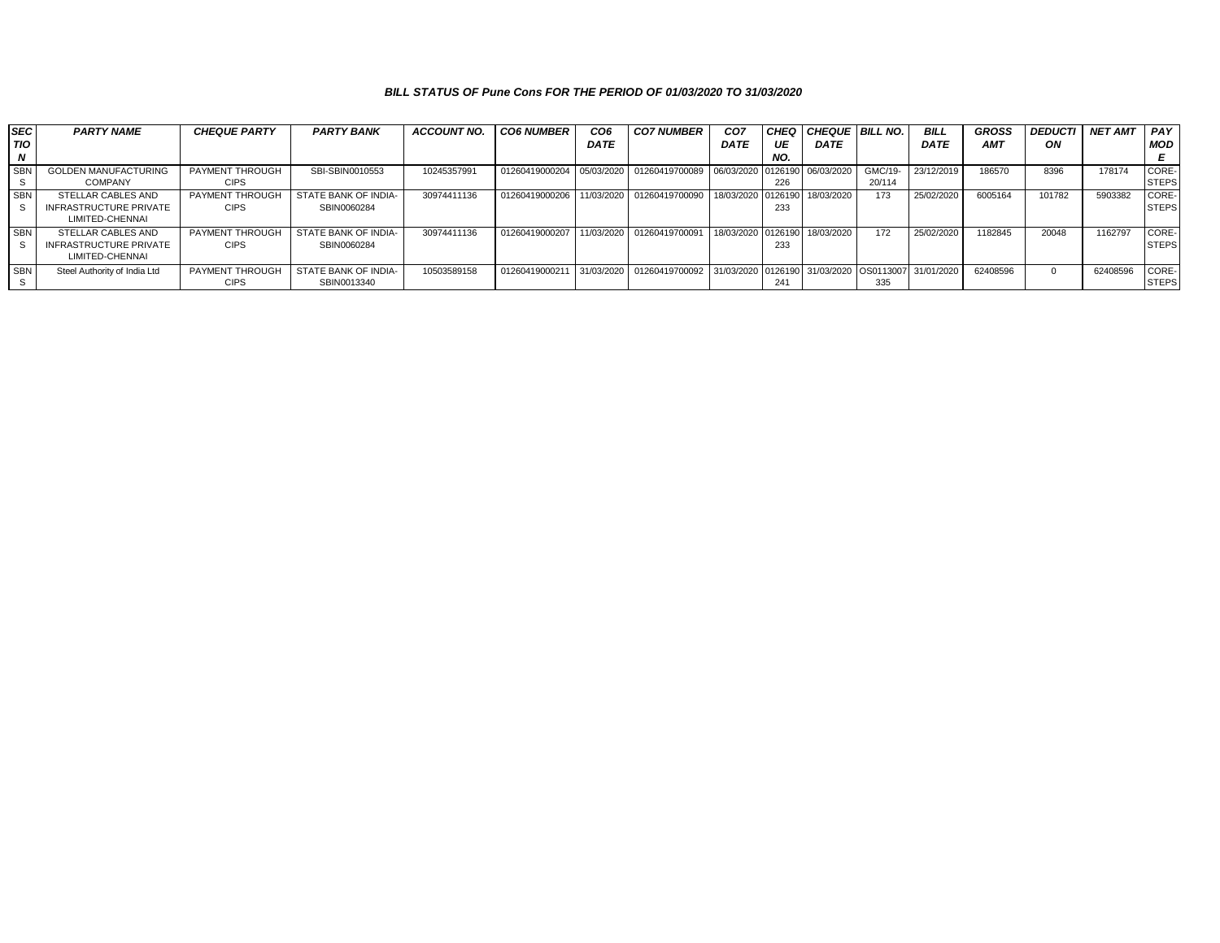***BILL STATUS OF Pune Cons FOR THE PERIOD OF 01/03/2020 TO 31/03/2020***

| SECTION | PARTY NAME | CHEQUE PARTY | PARTY BANK | ACCOUNT NO. | CO6 NUMBER | CO6 DATE | CO7 NUMBER | CO7 DATE | CHEQUE NO. | CHEQUE DATE | BILL NO. | BILL DATE | GROSS AMT | DEDUCTION | NET AMT | PAY MODE |
|---|---|---|---|---|---|---|---|---|---|---|---|---|---|---|---|---|
| SBNS | GOLDEN MANUFACTURING COMPANY | PAYMENT THROUGH CIPS | SBI-SBIN0010553 | 10245357991 | 01260419000204 | 05/03/2020 | 01260419700089 | 06/03/2020 | 0126190226 | 06/03/2020 | GMC/19-20/114 | 23/12/2019 | 186570 | 8396 | 178174 | CORE-STEPS |
| SBNS | STELLAR CABLES AND INFRASTRUCTURE PRIVATE LIMITED-CHENNAI | PAYMENT THROUGH CIPS | STATE BANK OF INDIA-SBIN0060284 | 30974411136 | 01260419000206 | 11/03/2020 | 01260419700090 | 18/03/2020 | 0126190233 | 18/03/2020 | 173 | 25/02/2020 | 6005164 | 101782 | 5903382 | CORE-STEPS |
| SBNS | STELLAR CABLES AND INFRASTRUCTURE PRIVATE LIMITED-CHENNAI | PAYMENT THROUGH CIPS | STATE BANK OF INDIA-SBIN0060284 | 30974411136 | 01260419000207 | 11/03/2020 | 01260419700091 | 18/03/2020 | 0126190233 | 18/03/2020 | 172 | 25/02/2020 | 1182845 | 20048 | 1162797 | CORE-STEPS |
| SBNS | Steel Authority of India Ltd | PAYMENT THROUGH CIPS | STATE BANK OF INDIA-SBIN0013340 | 10503589158 | 01260419000211 | 31/03/2020 | 01260419700092 | 31/03/2020 | 0126190241 | 31/03/2020 | OS0113007335 | 31/01/2020 | 62408596 | 0 | 62408596 | CORE-STEPS |